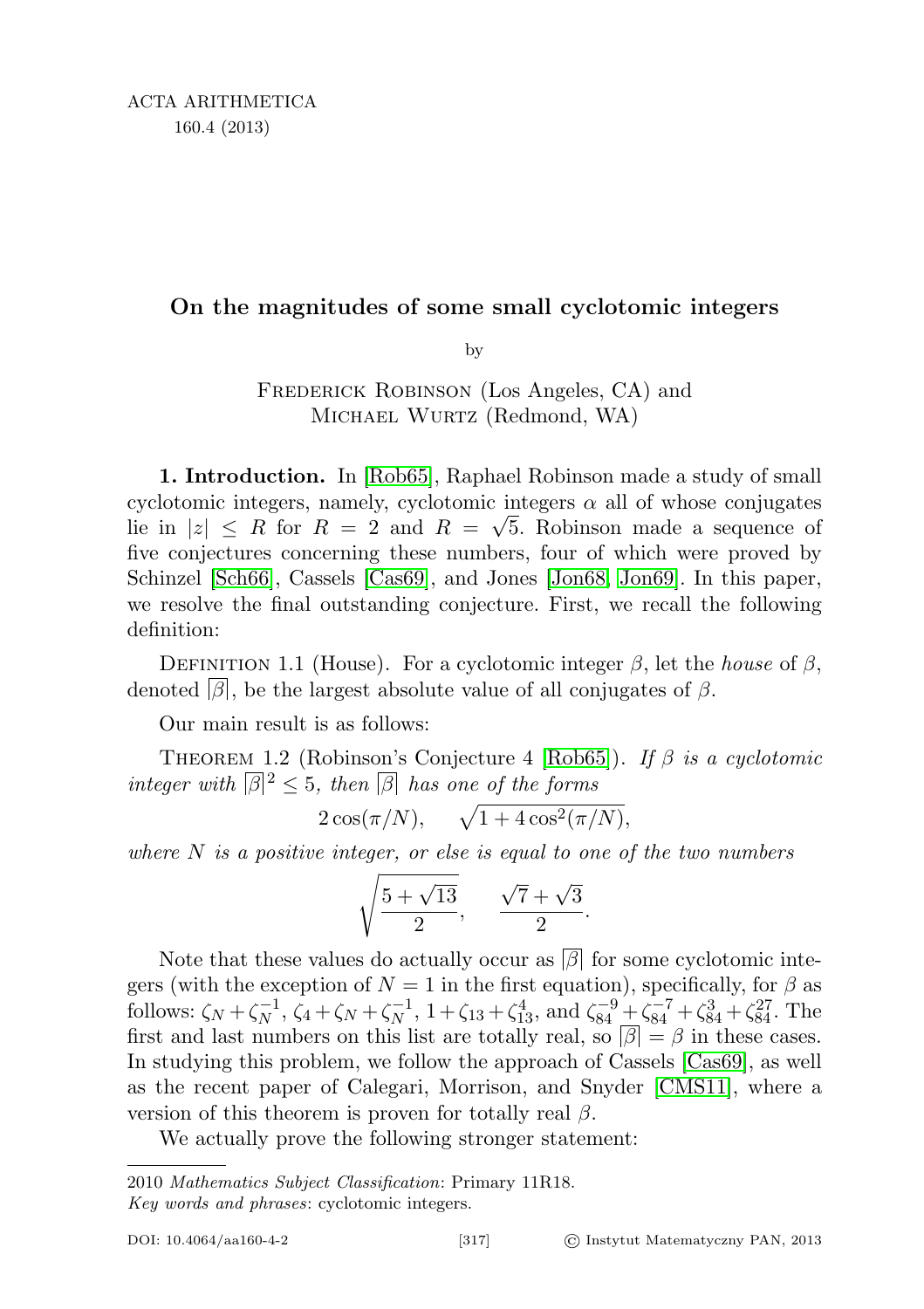# On the magnitudes of some small cyclotomic integers

by

Frederick Robinson (Los Angeles, CA) and Michael Wurtz (Redmond, WA)

**1. Introduction.** In [Rob65], Raphael Robinson made a study of small cyclotomic integers, namely, cyclotomic integers $\alpha$ all of whose conjugates lie in $|z| \leq R$ for $R = 2$ and $R = \sqrt{5}$. Robinson made a sequence of five conjectures concerning these numbers, four of which were proved by Schinzel [Sch66], Cassels [Cas69], and Jones [Jon68, Jon69]. In this paper, we resolve the final outstanding conjecture. First, we recall the following definition:

Definition 1.1 (House). For a cyclotomic integer $\beta$, let the *house* of $\beta$, denoted $\overline{|\beta|}$, be the largest absolute value of all conjugates of $\beta$.

Our main result is as follows:

Theorem 1.2 (Robinson's Conjecture 4 [Rob65]). *If $\beta$ is a cyclotomic integer with $\overline{|\beta|}^2 \leq 5$, then $\overline{|\beta|}$ has one of the forms*

$$2\cos(\pi/N), \qquad \sqrt{1 + 4\cos^2(\pi/N)},$$

*where $N$ is a positive integer, or else is equal to one of the two numbers*

$$\sqrt{\frac{5+\sqrt{13}}{2}}, \qquad \frac{\sqrt{7}+\sqrt{3}}{2}.$$

Note that these values do actually occur as $\overline{|\beta|}$ for some cyclotomic integers (with the exception of $N = 1$ in the first equation), specifically, for $\beta$ as follows: $\zeta_N + \zeta_N^{-1}$, $\zeta_4 + \zeta_N + \zeta_N^{-1}$, $1 + \zeta_{13} + \zeta_{13}^4$, and $\zeta_{84}^{-9} + \zeta_{84}^{-7} + \zeta_{84}^{3} + \zeta_{84}^{27}$. The first and last numbers on this list are totally real, so $\overline{|\beta|} = \beta$ in these cases. In studying this problem, we follow the approach of Cassels [Cas69], as well as the recent paper of Calegari, Morrison, and Snyder [CMS11], where a version of this theorem is proven for totally real $\beta$.

We actually prove the following stronger statement:

2010 *Mathematics Subject Classification*: Primary 11R18.

*Key words and phrases*: cyclotomic integers.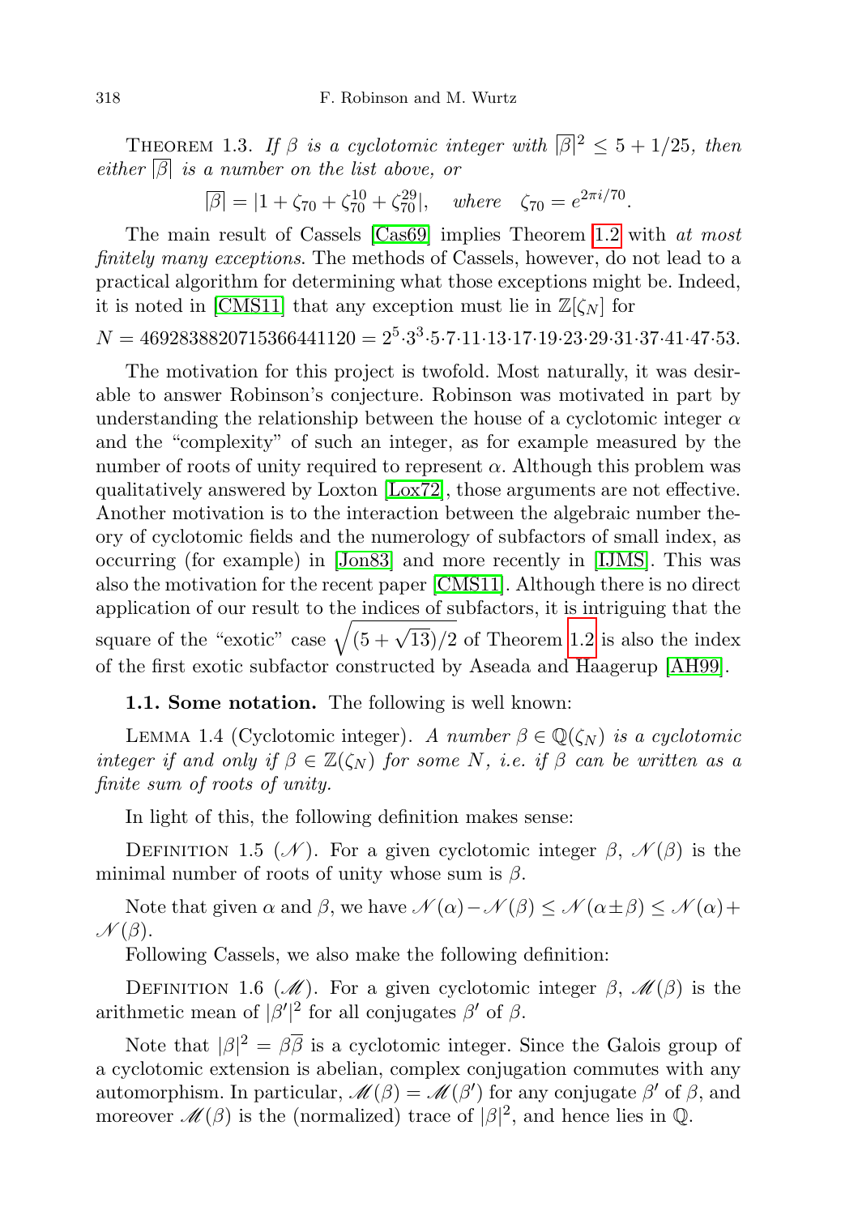THEOREM 1.3. *If $\beta$ is a cyclotomic integer with $\overline{|\beta|}^2 \le 5 + 1/25$, then either $\overline{|\beta|}$ is a number on the list above, or*

$$\overline{|\beta|} = |1 + \zeta_{70} + \zeta_{70}^{10} + \zeta_{70}^{29}|, \quad \text{where} \quad \zeta_{70} = e^{2\pi i/70}.$$

The main result of Cassels [Cas69] implies Theorem 1.2 with *at most finitely many exceptions.* The methods of Cassels, however, do not lead to a practical algorithm for determining what those exceptions might be. Indeed, it is noted in [CMS11] that any exception must lie in $\mathbb{Z}[\zeta_N]$ for

$$N = 4692838820715366441120 = 2^5{\cdot}3^3{\cdot}5{\cdot}7{\cdot}11{\cdot}13{\cdot}17{\cdot}19{\cdot}23{\cdot}29{\cdot}31{\cdot}37{\cdot}41{\cdot}47{\cdot}53.$$

The motivation for this project is twofold. Most naturally, it was desirable to answer Robinson's conjecture. Robinson was motivated in part by understanding the relationship between the house of a cyclotomic integer $\alpha$ and the "complexity" of such an integer, as for example measured by the number of roots of unity required to represent $\alpha$. Although this problem was qualitatively answered by Loxton [Lox72], those arguments are not effective. Another motivation is to the interaction between the algebraic number theory of cyclotomic fields and the numerology of subfactors of small index, as occurring (for example) in [Jon83] and more recently in [IJMS]. This was also the motivation for the recent paper [CMS11]. Although there is no direct application of our result to the indices of subfactors, it is intriguing that the square of the "exotic" case $\sqrt{(5+\sqrt{13})/2}$ of Theorem 1.2 is also the index of the first exotic subfactor constructed by Aseada and Haagerup [AH99].

**1.1. Some notation.** The following is well known:

LEMMA 1.4 (Cyclotomic integer). *A number $\beta \in \mathbb{Q}(\zeta_N)$ is a cyclotomic integer if and only if $\beta \in \mathbb{Z}(\zeta_N)$ for some $N$, i.e. if $\beta$ can be written as a finite sum of roots of unity.*

In light of this, the following definition makes sense:

DEFINITION 1.5 ($\mathscr{N}$). For a given cyclotomic integer $\beta$, $\mathscr{N}(\beta)$ is the minimal number of roots of unity whose sum is $\beta$.

Note that given $\alpha$ and $\beta$, we have $\mathscr{N}(\alpha) - \mathscr{N}(\beta) \le \mathscr{N}(\alpha \pm \beta) \le \mathscr{N}(\alpha) + \mathscr{N}(\beta)$.

Following Cassels, we also make the following definition:

DEFINITION 1.6 ($\mathscr{M}$). For a given cyclotomic integer $\beta$, $\mathscr{M}(\beta)$ is the arithmetic mean of $|\beta'|^2$ for all conjugates $\beta'$ of $\beta$.

Note that $|\beta|^2 = \beta\overline{\beta}$ is a cyclotomic integer. Since the Galois group of a cyclotomic extension is abelian, complex conjugation commutes with any automorphism. In particular, $\mathscr{M}(\beta) = \mathscr{M}(\beta')$ for any conjugate $\beta'$ of $\beta$, and moreover $\mathscr{M}(\beta)$ is the (normalized) trace of $|\beta|^2$, and hence lies in $\mathbb{Q}$.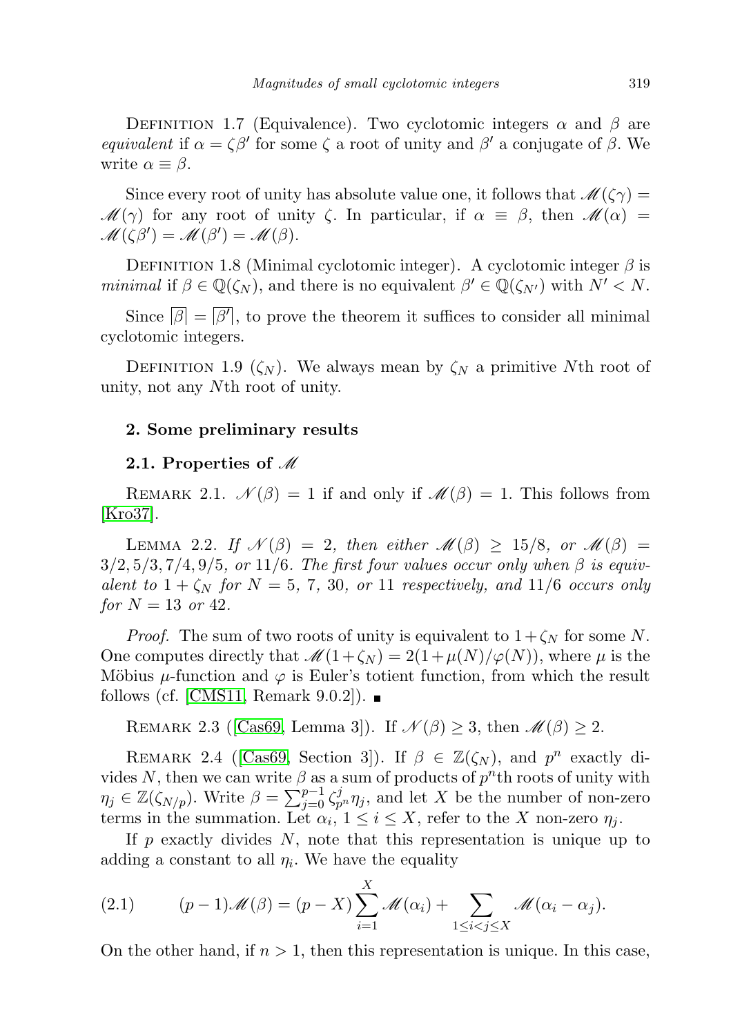Definition 1.7 (Equivalence). Two cyclotomic integers $\alpha$ and $\beta$ are *equivalent* if $\alpha = \zeta\beta'$ for some $\zeta$ a root of unity and $\beta'$ a conjugate of $\beta$. We write $\alpha \equiv \beta$.

Since every root of unity has absolute value one, it follows that $\mathscr{M}(\zeta\gamma) = \mathscr{M}(\gamma)$ for any root of unity $\zeta$. In particular, if $\alpha \equiv \beta$, then $\mathscr{M}(\alpha) = \mathscr{M}(\zeta\beta') = \mathscr{M}(\beta') = \mathscr{M}(\beta)$.

Definition 1.8 (Minimal cyclotomic integer). A cyclotomic integer $\beta$ is *minimal* if $\beta \in \mathbb{Q}(\zeta_N)$, and there is no equivalent $\beta' \in \mathbb{Q}(\zeta_{N'})$ with $N' < N$.

Since $\overline{|\beta|} = \overline{|\beta'|}$, to prove the theorem it suffices to consider all minimal cyclotomic integers.

Definition 1.9 ($\zeta_N$). We always mean by $\zeta_N$ a primitive $N$th root of unity, not any $N$th root of unity.

## 2. Some preliminary results

### 2.1. Properties of $\mathscr{M}$

Remark 2.1. $\mathscr{N}(\beta) = 1$ if and only if $\mathscr{M}(\beta) = 1$. This follows from [Kro37].

Lemma 2.2. *If $\mathscr{N}(\beta) = 2$, then either $\mathscr{M}(\beta) \geq 15/8$, or $\mathscr{M}(\beta) = 3/2, 5/3, 7/4, 9/5$, or $11/6$. The first four values occur only when $\beta$ is equivalent to $1 + \zeta_N$ for $N = 5$, $7$, $30$, or $11$ respectively, and $11/6$ occurs only for $N = 13$ or $42$.*

*Proof.* The sum of two roots of unity is equivalent to $1+\zeta_N$ for some $N$. One computes directly that $\mathscr{M}(1+\zeta_N) = 2(1+\mu(N)/\varphi(N))$, where $\mu$ is the Möbius $\mu$-function and $\varphi$ is Euler's totient function, from which the result follows (cf. [CMS11, Remark 9.0.2]). ∎

Remark 2.3 ([Cas69, Lemma 3]). If $\mathscr{N}(\beta) \geq 3$, then $\mathscr{M}(\beta) \geq 2$.

Remark 2.4 ([Cas69, Section 3]). If $\beta \in \mathbb{Z}(\zeta_N)$, and $p^n$ exactly divides $N$, then we can write $\beta$ as a sum of products of $p^n$th roots of unity with $\eta_j \in \mathbb{Z}(\zeta_{N/p})$. Write $\beta = \sum_{j=0}^{p-1} \zeta_{p^n}^j \eta_j$, and let $X$ be the number of non-zero terms in the summation. Let $\alpha_i$, $1 \leq i \leq X$, refer to the $X$ non-zero $\eta_j$.

If $p$ exactly divides $N$, note that this representation is unique up to adding a constant to all $\eta_i$. We have the equality

$$(p-1)\mathscr{M}(\beta) = (p-X)\sum_{i=1}^{X} \mathscr{M}(\alpha_i) + \sum_{1 \leq i < j \leq X} \mathscr{M}(\alpha_i - \alpha_j). \tag{2.1}$$

On the other hand, if $n > 1$, then this representation is unique. In this case,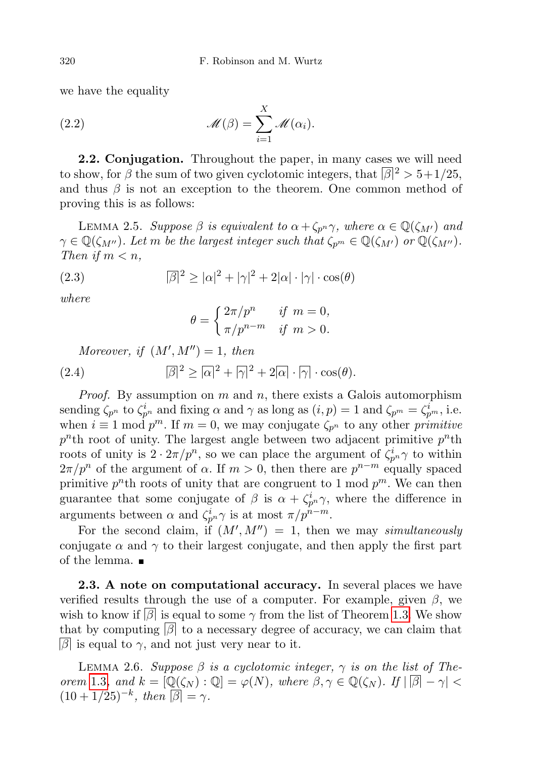we have the equality

$$\mathscr{M}(\beta) = \sum_{i=1}^{X} \mathscr{M}(\alpha_i). \tag{2.2}$$

**2.2. Conjugation.** Throughout the paper, in many cases we will need to show, for $\beta$ the sum of two given cyclotomic integers, that $\overline{|\beta|}^2 > 5+1/25$, and thus $\beta$ is not an exception to the theorem. One common method of proving this is as follows:

Lemma 2.5. *Suppose $\beta$ is equivalent to $\alpha + \zeta_{p^n}\gamma$, where $\alpha \in \mathbb{Q}(\zeta_{M'})$ and $\gamma \in \mathbb{Q}(\zeta_{M''})$. Let $m$ be the largest integer such that $\zeta_{p^m} \in \mathbb{Q}(\zeta_{M'})$ or $\mathbb{Q}(\zeta_{M''})$. Then if $m < n$,*

$$\overline{|\beta|}^2 \geq |\alpha|^2 + |\gamma|^2 + 2|\alpha| \cdot |\gamma| \cdot \cos(\theta) \tag{2.3}$$

*where*

$$\theta = \begin{cases} 2\pi/p^n & \text{if } m = 0, \\ \pi/p^{n-m} & \text{if } m > 0. \end{cases}$$

*Moreover, if $(M', M'') = 1$, then*

$$\overline{|\beta|}^2 \geq \overline{|\alpha|}^2 + \overline{|\gamma|}^2 + 2\overline{|\alpha|} \cdot \overline{|\gamma|} \cdot \cos(\theta). \tag{2.4}$$

*Proof.* By assumption on $m$ and $n$, there exists a Galois automorphism sending $\zeta_{p^n}$ to $\zeta_{p^n}^i$ and fixing $\alpha$ and $\gamma$ as long as $(i,p) = 1$ and $\zeta_{p^m} = \zeta_{p^m}^i$, i.e. when $i \equiv 1 \bmod p^m$. If $m = 0$, we may conjugate $\zeta_{p^n}$ to any other *primitive* $p^n$th root of unity. The largest angle between two adjacent primitive $p^n$th roots of unity is $2 \cdot 2\pi/p^n$, so we can place the argument of $\zeta_{p^n}^i\gamma$ to within $2\pi/p^n$ of the argument of $\alpha$. If $m > 0$, then there are $p^{n-m}$ equally spaced primitive $p^n$th roots of unity that are congruent to 1 mod $p^m$. We can then guarantee that some conjugate of $\beta$ is $\alpha + \zeta_{p^n}^i\gamma$, where the difference in arguments between $\alpha$ and $\zeta_{p^n}^i\gamma$ is at most $\pi/p^{n-m}$.

For the second claim, if $(M', M'') = 1$, then we may *simultaneously* conjugate $\alpha$ and $\gamma$ to their largest conjugate, and then apply the first part of the lemma. ∎

**2.3. A note on computational accuracy.** In several places we have verified results through the use of a computer. For example, given $\beta$, we wish to know if $\overline{|\beta|}$ is equal to some $\gamma$ from the list of Theorem 1.3. We show that by computing $\overline{|\beta|}$ to a necessary degree of accuracy, we can claim that $\overline{|\beta|}$ is equal to $\gamma$, and not just very near to it.

Lemma 2.6. *Suppose $\beta$ is a cyclotomic integer, $\gamma$ is on the list of Theorem 1.3, and $k = [\mathbb{Q}(\zeta_N) : \mathbb{Q}] = \varphi(N)$, where $\beta, \gamma \in \mathbb{Q}(\zeta_N)$. If $|\overline{|\beta|} - \gamma| < (10 + 1/25)^{-k}$, then $\overline{|\beta|} = \gamma$.*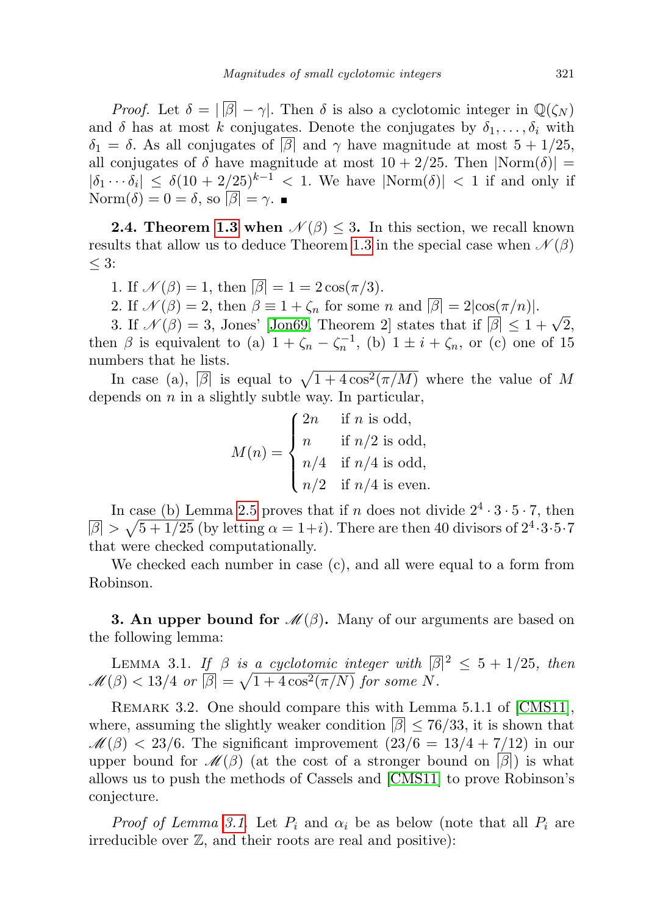*Proof.* Let $\delta = |\overline{\beta}| - \gamma|$. Then $\delta$ is also a cyclotomic integer in $\mathbb{Q}(\zeta_N)$ and $\delta$ has at most $k$ conjugates. Denote the conjugates by $\delta_1, \ldots, \delta_i$ with $\delta_1 = \delta$. As all conjugates of $\overline{|\beta|}$ and $\gamma$ have magnitude at most $5 + 1/25$, all conjugates of $\delta$ have magnitude at most $10 + 2/25$. Then $|\mathrm{Norm}(\delta)| = |\delta_1 \cdots \delta_i| \le \delta(10 + 2/25)^{k-1} < 1$. We have $|\mathrm{Norm}(\delta)| < 1$ if and only if $\mathrm{Norm}(\delta) = 0 = \delta$, so $\overline{|\beta|} = \gamma$. ∎

**2.4. Theorem 1.3 when $\mathscr{N}(\beta) \le 3$.** In this section, we recall known results that allow us to deduce Theorem 1.3 in the special case when $\mathscr{N}(\beta) \le 3$:

1. If $\mathscr{N}(\beta) = 1$, then $\overline{|\beta|} = 1 = 2\cos(\pi/3)$.

2. If $\mathscr{N}(\beta) = 2$, then $\beta \equiv 1 + \zeta_n$ for some $n$ and $\overline{|\beta|} = 2|\cos(\pi/n)|$.

3. If $\mathscr{N}(\beta) = 3$, Jones' [Jon69, Theorem 2] states that if $\overline{|\beta|} \le 1 + \sqrt{2}$, then $\beta$ is equivalent to (a) $1 + \zeta_n - \zeta_n^{-1}$, (b) $1 \pm i + \zeta_n$, or (c) one of 15 numbers that he lists.

In case (a), $\overline{|\beta|}$ is equal to $\sqrt{1 + 4\cos^2(\pi/M)}$ where the value of $M$ depends on $n$ in a slightly subtle way. In particular,

$$M(n) = \begin{cases} 2n & \text{if } n \text{ is odd,} \\ n & \text{if } n/2 \text{ is odd,} \\ n/4 & \text{if } n/4 \text{ is odd,} \\ n/2 & \text{if } n/4 \text{ is even.} \end{cases}$$

In case (b) Lemma 2.5 proves that if $n$ does not divide $2^4 \cdot 3 \cdot 5 \cdot 7$, then $\overline{|\beta|} > \sqrt{5 + 1/25}$ (by letting $\alpha = 1 + i$). There are then 40 divisors of $2^4 \cdot 3 \cdot 5 \cdot 7$ that were checked computationally.

We checked each number in case (c), and all were equal to a form from Robinson.

**3. An upper bound for $\mathscr{M}(\beta)$.** Many of our arguments are based on the following lemma:

Lemma 3.1. *If $\beta$ is a cyclotomic integer with $\overline{|\beta|}^2 \le 5 + 1/25$, then $\mathscr{M}(\beta) < 13/4$ or $\overline{|\beta|} = \sqrt{1 + 4\cos^2(\pi/N)}$ for some $N$.*

Remark 3.2. One should compare this with Lemma 5.1.1 of [CMS11], where, assuming the slightly weaker condition $\overline{|\beta|} \le 76/33$, it is shown that $\mathscr{M}(\beta) < 23/6$. The significant improvement $(23/6 = 13/4 + 7/12)$ in our upper bound for $\mathscr{M}(\beta)$ (at the cost of a stronger bound on $\overline{|\beta|}$) is what allows us to push the methods of Cassels and [CMS11] to prove Robinson's conjecture.

*Proof of Lemma 3.1.* Let $P_i$ and $\alpha_i$ be as below (note that all $P_i$ are irreducible over $\mathbb{Z}$, and their roots are real and positive):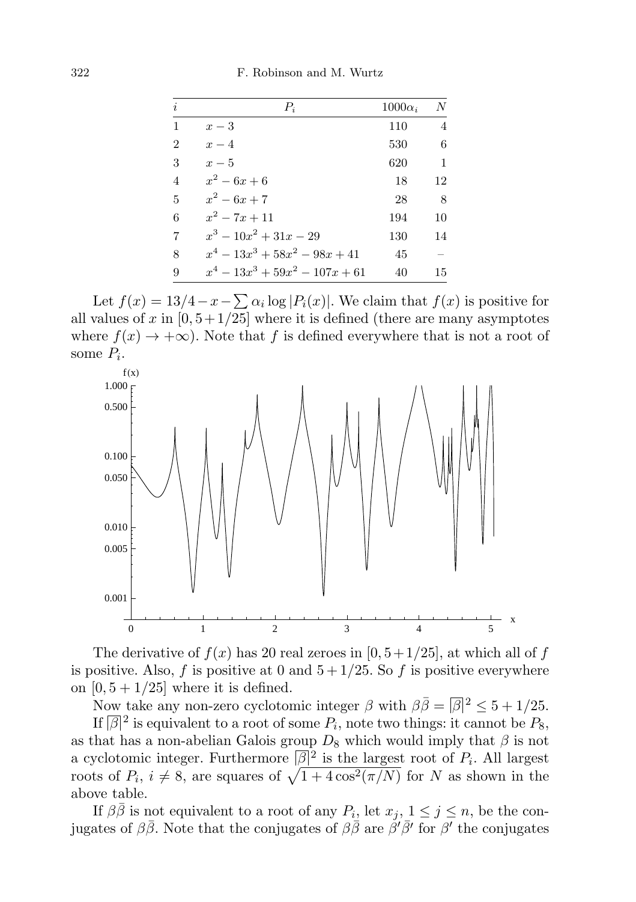| $i$ | $P_i$ | $1000\alpha_i$ | $N$ |
|---|---|---|---|
| 1 | $x-3$ | 110 | 4 |
| 2 | $x-4$ | 530 | 6 |
| 3 | $x-5$ | 620 | 1 |
| 4 | $x^2-6x+6$ | 18 | 12 |
| 5 | $x^2-6x+7$ | 28 | 8 |
| 6 | $x^2-7x+11$ | 194 | 10 |
| 7 | $x^3-10x^2+31x-29$ | 130 | 14 |
| 8 | $x^4-13x^3+58x^2-98x+41$ | 45 | – |
| 9 | $x^4-13x^3+59x^2-107x+61$ | 40 | 15 |

Let $f(x) = 13/4 - x - \sum \alpha_i \log|P_i(x)|$. We claim that $f(x)$ is positive for all values of $x$ in $[0, 5+1/25]$ where it is defined (there are many asymptotes where $f(x) \to +\infty$). Note that $f$ is defined everywhere that is not a root of some $P_i$.

The derivative of $f(x)$ has 20 real zeroes in $[0, 5+1/25]$, at which all of $f$ is positive. Also, $f$ is positive at 0 and $5+1/25$. So $f$ is positive everywhere on $[0, 5+1/25]$ where it is defined.

Now take any non-zero cyclotomic integer $\beta$ with $\beta\bar{\beta} = \overline{|\beta|}^2 \leq 5 + 1/25$.

If $\overline{|\beta|}^2$ is equivalent to a root of some $P_i$, note two things: it cannot be $P_8$, as that has a non-abelian Galois group $D_8$ which would imply that $\beta$ is not a cyclotomic integer. Furthermore $\overline{|\beta|}^2$ is the largest root of $P_i$. All largest roots of $P_i$, $i \neq 8$, are squares of $\sqrt{1+4\cos^2(\pi/N)}$ for $N$ as shown in the above table.

If $\beta\bar{\beta}$ is not equivalent to a root of any $P_i$, let $x_j$, $1 \leq j \leq n$, be the conjugates of $\beta\bar{\beta}$. Note that the conjugates of $\beta\bar{\beta}$ are $\beta'\bar{\beta}'$ for $\beta'$ the conjugates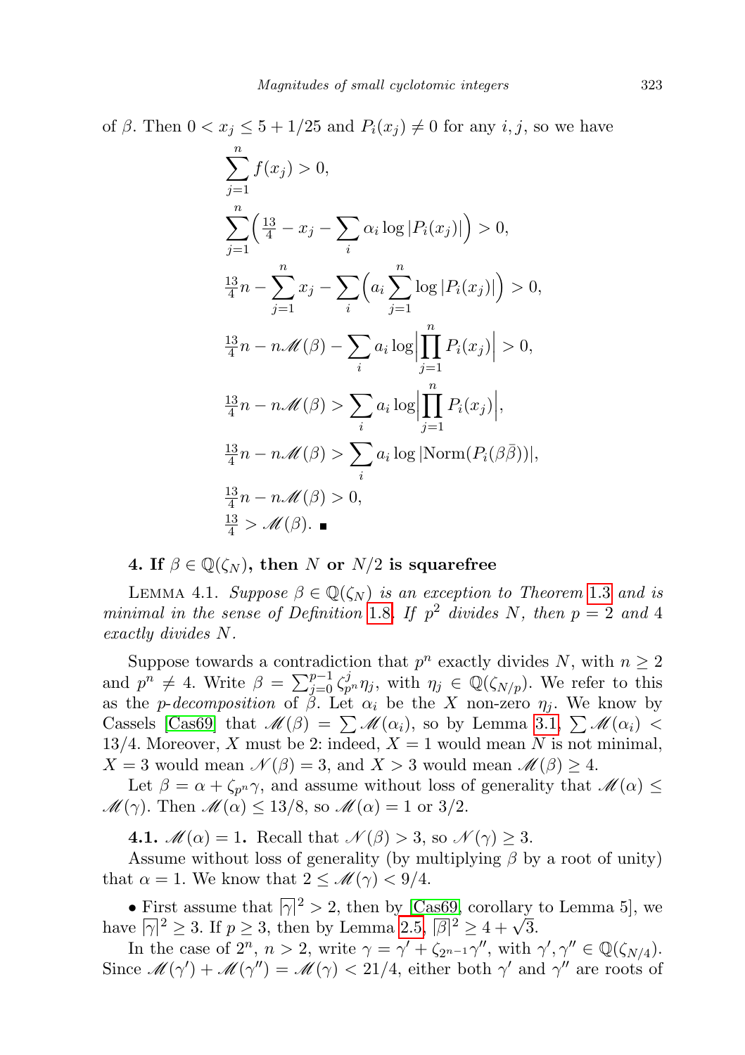of $\beta$. Then $0 < x_j \le 5 + 1/25$ and $P_i(x_j) \ne 0$ for any $i, j$, so we have

$$
\begin{aligned}
&\sum_{j=1}^{n} f(x_j) > 0,\\
&\sum_{j=1}^{n} \Big( \tfrac{13}{4} - x_j - \sum_i \alpha_i \log |P_i(x_j)| \Big) > 0,\\
&\tfrac{13}{4} n - \sum_{j=1}^{n} x_j - \sum_i \Big( a_i \sum_{j=1}^{n} \log |P_i(x_j)| \Big) > 0,\\
&\tfrac{13}{4} n - n\mathscr{M}(\beta) - \sum_i a_i \log \Big| \prod_{j=1}^{n} P_i(x_j) \Big| > 0,\\
&\tfrac{13}{4} n - n\mathscr{M}(\beta) > \sum_i a_i \log \Big| \prod_{j=1}^{n} P_i(x_j) \Big|,\\
&\tfrac{13}{4} n - n\mathscr{M}(\beta) > \sum_i a_i \log |\mathrm{Norm}(P_i(\beta\bar{\beta}))|,\\
&\tfrac{13}{4} n - n\mathscr{M}(\beta) > 0,\\
&\tfrac{13}{4} > \mathscr{M}(\beta). \ \blacksquare
\end{aligned}
$$

## 4. If $\beta \in \mathbb{Q}(\zeta_N)$, then $N$ or $N/2$ is squarefree

Lemma 4.1. *Suppose $\beta \in \mathbb{Q}(\zeta_N)$ is an exception to Theorem 1.3 and is minimal in the sense of Definition 1.8. If $p^2$ divides $N$, then $p = 2$ and $4$ exactly divides $N$.*

Suppose towards a contradiction that $p^n$ exactly divides $N$, with $n \ge 2$ and $p^n \ne 4$. Write $\beta = \sum_{j=0}^{p-1} \zeta_{p^n}^j \eta_j$, with $\eta_j \in \mathbb{Q}(\zeta_{N/p})$. We refer to this as the *p-decomposition* of $\beta$. Let $\alpha_i$ be the $X$ non-zero $\eta_j$. We know by Cassels [Cas69] that $\mathscr{M}(\beta) = \sum \mathscr{M}(\alpha_i)$, so by Lemma 3.1, $\sum \mathscr{M}(\alpha_i) < 13/4$. Moreover, $X$ must be 2: indeed, $X = 1$ would mean $N$ is not minimal, $X = 3$ would mean $\mathscr{N}(\beta) = 3$, and $X > 3$ would mean $\mathscr{M}(\beta) \ge 4$.

Let $\beta = \alpha + \zeta_{p^n}\gamma$, and assume without loss of generality that $\mathscr{M}(\alpha) \le \mathscr{M}(\gamma)$. Then $\mathscr{M}(\alpha) \le 13/8$, so $\mathscr{M}(\alpha) = 1$ or $3/2$.

**4.1. $\mathscr{M}(\alpha) = 1$.** Recall that $\mathscr{N}(\beta) > 3$, so $\mathscr{N}(\gamma) \ge 3$.

Assume without loss of generality (by multiplying $\beta$ by a root of unity) that $\alpha = 1$. We know that $2 \le \mathscr{M}(\gamma) < 9/4$.

• First assume that $\overline{|\gamma|}^2 > 2$, then by [Cas69, corollary to Lemma 5], we have $\overline{|\gamma|}^2 \ge 3$. If $p \ge 3$, then by Lemma 2.5, $\overline{|\beta|}^2 \ge 4 + \sqrt{3}$.

In the case of $2^n$, $n > 2$, write $\gamma = \gamma' + \zeta_{2^{n-1}}\gamma''$, with $\gamma', \gamma'' \in \mathbb{Q}(\zeta_{N/4})$. Since $\mathscr{M}(\gamma') + \mathscr{M}(\gamma'') = \mathscr{M}(\gamma) < 21/4$, either both $\gamma'$ and $\gamma''$ are roots of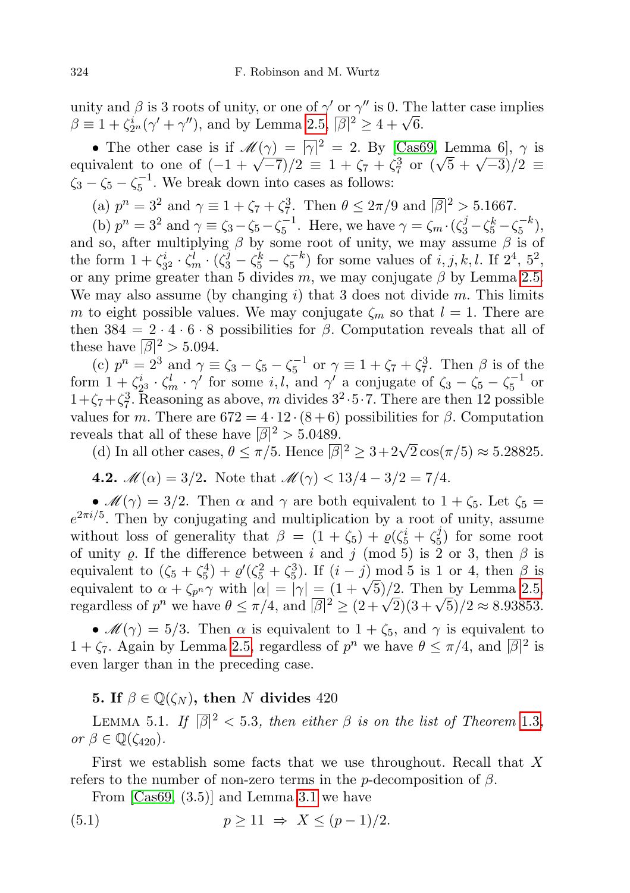unity and $\beta$ is 3 roots of unity, or one of $\gamma'$ or $\gamma''$ is 0. The latter case implies $\beta \equiv 1 + \zeta_{2^n}^i(\gamma' + \gamma'')$, and by Lemma 2.5, $\overline{|\beta|}^2 \geq 4 + \sqrt{6}$.

• The other case is if $\mathscr{M}(\gamma) = \overline{|\gamma|}^2 = 2$. By [Cas69, Lemma 6], $\gamma$ is equivalent to one of $(-1 + \sqrt{-7})/2 \equiv 1 + \zeta_7 + \zeta_7^3$ or $(\sqrt{5} + \sqrt{-3})/2 \equiv \zeta_3 - \zeta_5 - \zeta_5^{-1}$. We break down into cases as follows:

(a) $p^n = 3^2$ and $\gamma \equiv 1 + \zeta_7 + \zeta_7^3$. Then $\theta \leq 2\pi/9$ and $\overline{|\beta|}^2 > 5.1667$.

(b) $p^n = 3^2$ and $\gamma \equiv \zeta_3 - \zeta_5 - \zeta_5^{-1}$. Here, we have $\gamma = \zeta_m \cdot (\zeta_3^j - \zeta_5^k - \zeta_5^{-k})$, and so, after multiplying $\beta$ by some root of unity, we may assume $\beta$ is of the form $1 + \zeta_{3^2}^i \cdot \zeta_m^l \cdot (\zeta_3^j - \zeta_5^k - \zeta_5^{-k})$ for some values of $i, j, k, l$. If $2^4$, $5^2$, or any prime greater than 5 divides $m$, we may conjugate $\beta$ by Lemma 2.5. We may also assume (by changing $i$) that 3 does not divide $m$. This limits $m$ to eight possible values. We may conjugate $\zeta_m$ so that $l = 1$. There are then $384 = 2 \cdot 4 \cdot 6 \cdot 8$ possibilities for $\beta$. Computation reveals that all of these have $\overline{|\beta|}^2 > 5.094$.

(c) $p^n = 2^3$ and $\gamma \equiv \zeta_3 - \zeta_5 - \zeta_5^{-1}$ or $\gamma \equiv 1 + \zeta_7 + \zeta_7^3$. Then $\beta$ is of the form $1 + \zeta_{2^3}^i \cdot \zeta_m^l \cdot \gamma'$ for some $i, l$, and $\gamma'$ a conjugate of $\zeta_3 - \zeta_5 - \zeta_5^{-1}$ or $1 + \zeta_7 + \zeta_7^3$. Reasoning as above, $m$ divides $3^2 \cdot 5 \cdot 7$. There are then 12 possible values for $m$. There are $672 = 4 \cdot 12 \cdot (8 + 6)$ possibilities for $\beta$. Computation reveals that all of these have $\overline{|\beta|}^2 > 5.0489$.

(d) In all other cases, $\theta \leq \pi/5$. Hence $\overline{|\beta|}^2 \geq 3 + 2\sqrt{2}\cos(\pi/5) \approx 5.28825$.

**4.2. $\mathscr{M}(\alpha) = 3/2$.** Note that $\mathscr{M}(\gamma) < 13/4 - 3/2 = 7/4$.

• $\mathscr{M}(\gamma) = 3/2$. Then $\alpha$ and $\gamma$ are both equivalent to $1 + \zeta_5$. Let $\zeta_5 = e^{2\pi i/5}$. Then by conjugating and multiplication by a root of unity, assume without loss of generality that $\beta = (1 + \zeta_5) + \varrho(\zeta_5^i + \zeta_5^j)$ for some root of unity $\varrho$. If the difference between $i$ and $j$ (mod 5) is 2 or 3, then $\beta$ is equivalent to $(\zeta_5 + \zeta_5^4) + \varrho'(\zeta_5^2 + \zeta_5^3)$. If $(i - j)$ mod 5 is 1 or 4, then $\beta$ is equivalent to $\alpha + \zeta_{p^n}\gamma$ with $|\alpha| = |\gamma| = (1 + \sqrt{5})/2$. Then by Lemma 2.5, regardless of $p^n$ we have $\theta \leq \pi/4$, and $\overline{|\beta|}^2 \geq (2 + \sqrt{2})(3 + \sqrt{5})/2 \approx 8.93853$.

• $\mathscr{M}(\gamma) = 5/3$. Then $\alpha$ is equivalent to $1 + \zeta_5$, and $\gamma$ is equivalent to $1 + \zeta_7$. Again by Lemma 2.5, regardless of $p^n$ we have $\theta \leq \pi/4$, and $\overline{|\beta|}^2$ is even larger than in the preceding case.

## 5. If $\beta \in \mathbb{Q}(\zeta_N)$, then $N$ divides 420

LEMMA 5.1. *If $\overline{|\beta|}^2 < 5.3$, then either $\beta$ is on the list of Theorem 1.3, or $\beta \in \mathbb{Q}(\zeta_{420})$.*

First we establish some facts that we use throughout. Recall that $X$ refers to the number of non-zero terms in the $p$-decomposition of $\beta$.

From [Cas69, (3.5)] and Lemma 3.1 we have

$$p \geq 11 \;\Rightarrow\; X \leq (p-1)/2. \tag{5.1}$$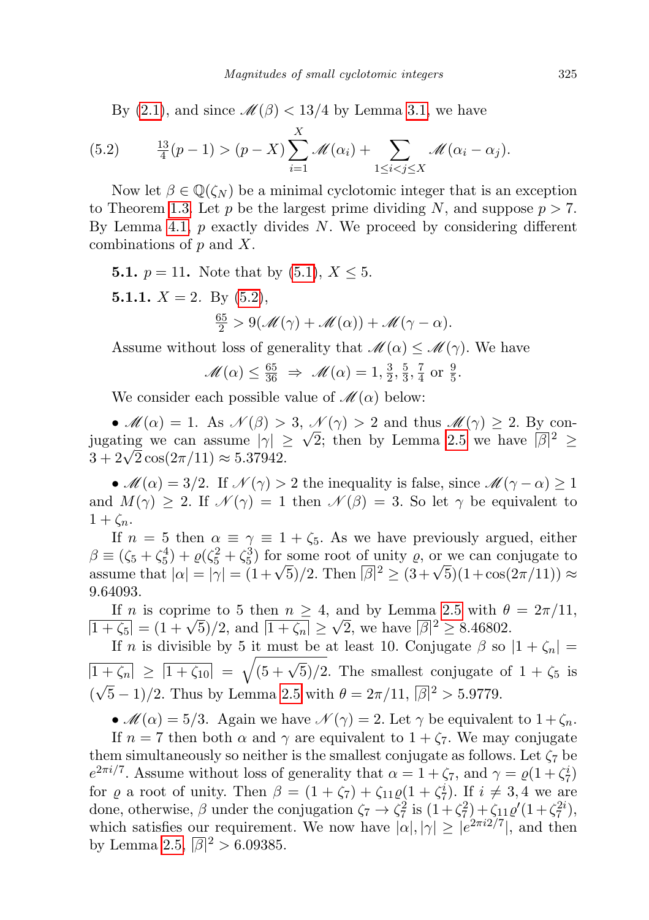By (2.1), and since $\mathscr{M}(\beta) < 13/4$ by Lemma 3.1, we have

$$\tfrac{13}{4}(p-1) > (p-X)\sum_{i=1}^{X}\mathscr{M}(\alpha_i) + \sum_{1\le i<j\le X}\mathscr{M}(\alpha_i - \alpha_j). \tag{5.2}$$

Now let $\beta \in \mathbb{Q}(\zeta_N)$ be a minimal cyclotomic integer that is an exception to Theorem 1.3. Let $p$ be the largest prime dividing $N$, and suppose $p > 7$. By Lemma 4.1, $p$ exactly divides $N$. We proceed by considering different combinations of $p$ and $X$.

**5.1. $p = 11$.** Note that by (5.1), $X \le 5$.

**5.1.1. $X = 2$.** By (5.2),

$$\tfrac{65}{2} > 9(\mathscr{M}(\gamma) + \mathscr{M}(\alpha)) + \mathscr{M}(\gamma - \alpha).$$

Assume without loss of generality that $\mathscr{M}(\alpha) \le \mathscr{M}(\gamma)$. We have

$$\mathscr{M}(\alpha) \le \tfrac{65}{36} \Rightarrow \mathscr{M}(\alpha) = 1, \tfrac{3}{2}, \tfrac{5}{3}, \tfrac{7}{4} \text{ or } \tfrac{9}{5}.$$

We consider each possible value of $\mathscr{M}(\alpha)$ below:

• $\mathscr{M}(\alpha) = 1$. As $\mathscr{N}(\beta) > 3$, $\mathscr{N}(\gamma) > 2$ and thus $\mathscr{M}(\gamma) \ge 2$. By conjugating we can assume $|\gamma| \ge \sqrt{2}$; then by Lemma 2.5 we have $\overline{|\beta|}^2 \ge 3 + 2\sqrt{2}\cos(2\pi/11) \approx 5.37942$.

• $\mathscr{M}(\alpha) = 3/2$. If $\mathscr{N}(\gamma) > 2$ the inequality is false, since $\mathscr{M}(\gamma - \alpha) \ge 1$ and $M(\gamma) \ge 2$. If $\mathscr{N}(\gamma) = 1$ then $\mathscr{N}(\beta) = 3$. So let $\gamma$ be equivalent to $1 + \zeta_n$.

If $n = 5$ then $\alpha \equiv \gamma \equiv 1 + \zeta_5$. As we have previously argued, either $\beta \equiv (\zeta_5 + \zeta_5^4) + \varrho(\zeta_5^2 + \zeta_5^3)$ for some root of unity $\varrho$, or we can conjugate to assume that $|\alpha| = |\gamma| = (1+\sqrt{5})/2$. Then $\overline{|\beta|}^2 \ge (3+\sqrt{5})(1+\cos(2\pi/11)) \approx 9.64093$.

If $n$ is coprime to 5 then $n \ge 4$, and by Lemma 2.5 with $\theta = 2\pi/11$, $\overline{|1+\zeta_5|} = (1+\sqrt{5})/2$, and $\overline{|1+\zeta_n|} \ge \sqrt{2}$, we have $\overline{|\beta|}^2 \ge 8.46802$.

If $n$ is divisible by 5 it must be at least 10. Conjugate $\beta$ so $|1 + \zeta_n| = \overline{|1+\zeta_n|} \ge \overline{|1+\zeta_{10}|} = \sqrt{(5+\sqrt{5})/2}$. The smallest conjugate of $1 + \zeta_5$ is $(\sqrt{5}-1)/2$. Thus by Lemma 2.5 with $\theta = 2\pi/11$, $\overline{|\beta|}^2 > 5.9779$.

• $\mathscr{M}(\alpha) = 5/3$. Again we have $\mathscr{N}(\gamma) = 2$. Let $\gamma$ be equivalent to $1 + \zeta_n$.

If $n = 7$ then both $\alpha$ and $\gamma$ are equivalent to $1 + \zeta_7$. We may conjugate them simultaneously so neither is the smallest conjugate as follows. Let $\zeta_7$ be $e^{2\pi i/7}$. Assume without loss of generality that $\alpha = 1 + \zeta_7$, and $\gamma = \varrho(1 + \zeta_7^i)$ for $\varrho$ a root of unity. Then $\beta = (1+\zeta_7) + \zeta_{11}\varrho(1+\zeta_7^i)$. If $i \ne 3, 4$ we are done, otherwise, $\beta$ under the conjugation $\zeta_7 \to \zeta_7^2$ is $(1+\zeta_7^2) + \zeta_{11}\varrho'(1+\zeta_7^{2i})$, which satisfies our requirement. We now have $|\alpha|, |\gamma| \ge |e^{2\pi i 2/7}|$, and then by Lemma 2.5, $\overline{|\beta|}^2 > 6.09385$.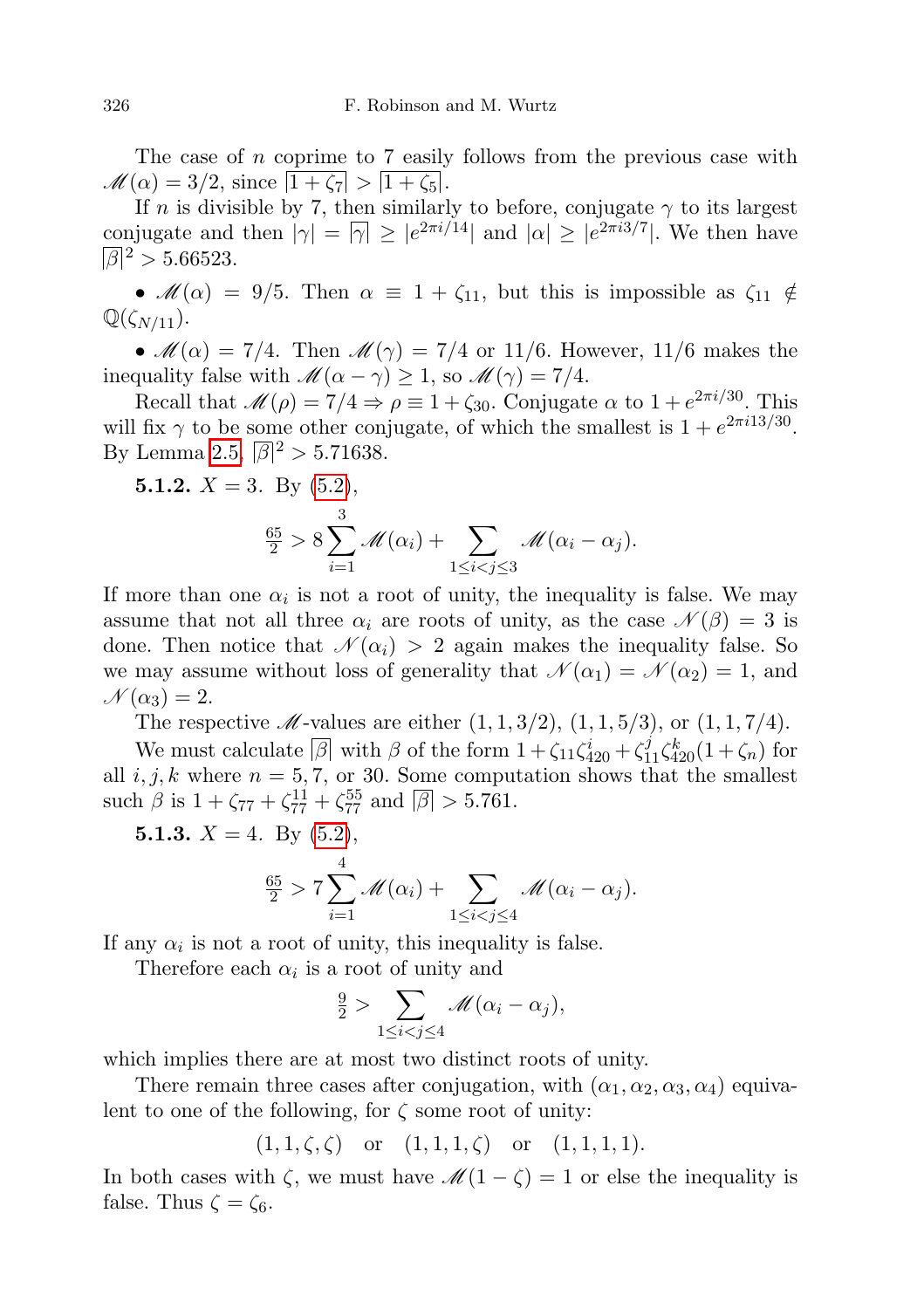The case of $n$ coprime to 7 easily follows from the previous case with $\mathscr{M}(\alpha) = 3/2$, since $\overline{|1+\zeta_7|} > \overline{|1+\zeta_5|}$.

If $n$ is divisible by 7, then similarly to before, conjugate $\gamma$ to its largest conjugate and then $|\gamma| = \overline{|\gamma|} \geq |e^{2\pi i/14}|$ and $|\alpha| \geq |e^{2\pi i 3/7}|$. We then have $\overline{|\beta|}^2 > 5.66523$.

- $\mathscr{M}(\alpha) = 9/5$. Then $\alpha \equiv 1 + \zeta_{11}$, but this is impossible as $\zeta_{11} \notin \mathbb{Q}(\zeta_{N/11})$.
- $\mathscr{M}(\alpha) = 7/4$. Then $\mathscr{M}(\gamma) = 7/4$ or $11/6$. However, $11/6$ makes the inequality false with $\mathscr{M}(\alpha - \gamma) \geq 1$, so $\mathscr{M}(\gamma) = 7/4$.

Recall that $\mathscr{M}(\rho) = 7/4 \Rightarrow \rho \equiv 1 + \zeta_{30}$. Conjugate $\alpha$ to $1 + e^{2\pi i/30}$. This will fix $\gamma$ to be some other conjugate, of which the smallest is $1 + e^{2\pi i 13/30}$. By Lemma 2.5, $\overline{|\beta|}^2 > 5.71638$.

**5.1.2.** $X = 3$. By (5.2),

$$\tfrac{65}{2} > 8 \sum_{i=1}^{3} \mathscr{M}(\alpha_i) + \sum_{1 \leq i < j \leq 3} \mathscr{M}(\alpha_i - \alpha_j).$$

If more than one $\alpha_i$ is not a root of unity, the inequality is false. We may assume that not all three $\alpha_i$ are roots of unity, as the case $\mathscr{N}(\beta) = 3$ is done. Then notice that $\mathscr{N}(\alpha_i) > 2$ again makes the inequality false. So we may assume without loss of generality that $\mathscr{N}(\alpha_1) = \mathscr{N}(\alpha_2) = 1$, and $\mathscr{N}(\alpha_3) = 2$.

The respective $\mathscr{M}$-values are either $(1, 1, 3/2)$, $(1, 1, 5/3)$, or $(1, 1, 7/4)$.

We must calculate $\overline{|\beta|}$ with $\beta$ of the form $1 + \zeta_{11}\zeta_{420}^i + \zeta_{11}^j \zeta_{420}^k (1 + \zeta_n)$ for all $i, j, k$ where $n = 5, 7$, or $30$. Some computation shows that the smallest such $\beta$ is $1 + \zeta_{77} + \zeta_{77}^{11} + \zeta_{77}^{55}$ and $\overline{|\beta|} > 5.761$.

**5.1.3.** $X = 4$. By (5.2),

$$\tfrac{65}{2} > 7 \sum_{i=1}^{4} \mathscr{M}(\alpha_i) + \sum_{1 \leq i < j \leq 4} \mathscr{M}(\alpha_i - \alpha_j).$$

If any $\alpha_i$ is not a root of unity, this inequality is false.

Therefore each $\alpha_i$ is a root of unity and

$$\tfrac{9}{2} > \sum_{1 \leq i < j \leq 4} \mathscr{M}(\alpha_i - \alpha_j),$$

which implies there are at most two distinct roots of unity.

There remain three cases after conjugation, with $(\alpha_1, \alpha_2, \alpha_3, \alpha_4)$ equivalent to one of the following, for $\zeta$ some root of unity:

$$(1, 1, \zeta, \zeta) \quad \text{or} \quad (1, 1, 1, \zeta) \quad \text{or} \quad (1, 1, 1, 1).$$

In both cases with $\zeta$, we must have $\mathscr{M}(1 - \zeta) = 1$ or else the inequality is false. Thus $\zeta = \zeta_6$.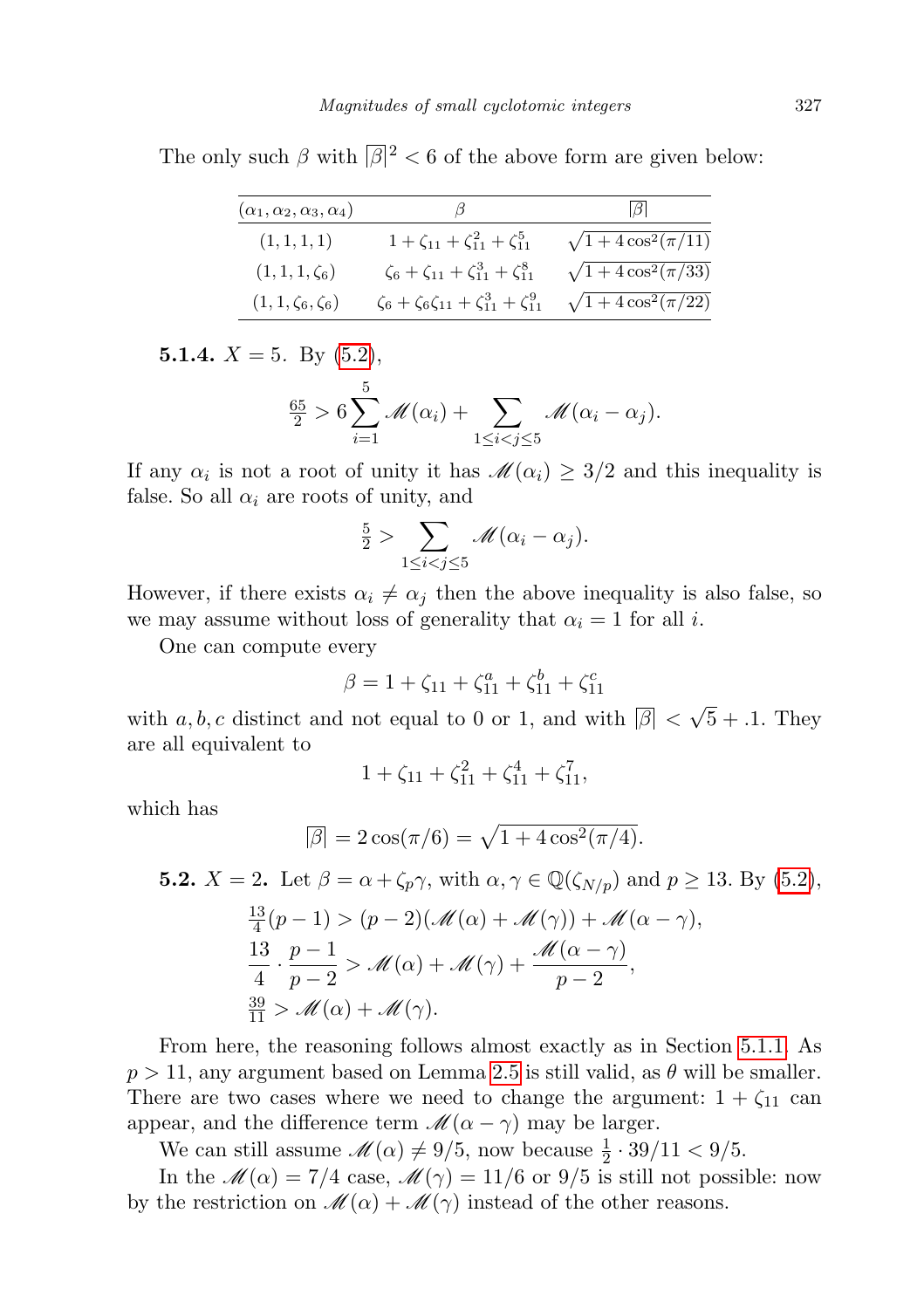The only such $\beta$ with $\overline{|\beta|}^2 < 6$ of the above form are given below:

| $(\alpha_1, \alpha_2, \alpha_3, \alpha_4)$ | $\beta$ | $\overline{|\beta|}$ |
|---|---|---|
| $(1, 1, 1, 1)$ | $1 + \zeta_{11} + \zeta_{11}^2 + \zeta_{11}^5$ | $\sqrt{1 + 4\cos^2(\pi/11)}$ |
| $(1, 1, 1, \zeta_6)$ | $\zeta_6 + \zeta_{11} + \zeta_{11}^3 + \zeta_{11}^8$ | $\sqrt{1 + 4\cos^2(\pi/33)}$ |
| $(1, 1, \zeta_6, \zeta_6)$ | $\zeta_6 + \zeta_6\zeta_{11} + \zeta_{11}^3 + \zeta_{11}^9$ | $\sqrt{1 + 4\cos^2(\pi/22)}$ |

**5.1.4.** $X = 5$. By (5.2),

$$\tfrac{65}{2} > 6\sum_{i=1}^{5} \mathscr{M}(\alpha_i) + \sum_{1 \le i < j \le 5} \mathscr{M}(\alpha_i - \alpha_j).$$

If any $\alpha_i$ is not a root of unity it has $\mathscr{M}(\alpha_i) \ge 3/2$ and this inequality is false. So all $\alpha_i$ are roots of unity, and

$$\tfrac{5}{2} > \sum_{1 \le i < j \le 5} \mathscr{M}(\alpha_i - \alpha_j).$$

However, if there exists $\alpha_i \ne \alpha_j$ then the above inequality is also false, so we may assume without loss of generality that $\alpha_i = 1$ for all $i$.

One can compute every

$$\beta = 1 + \zeta_{11} + \zeta_{11}^a + \zeta_{11}^b + \zeta_{11}^c$$

with $a, b, c$ distinct and not equal to 0 or 1, and with $\overline{|\beta|} < \sqrt{5} + .1$. They are all equivalent to

$$1 + \zeta_{11} + \zeta_{11}^2 + \zeta_{11}^4 + \zeta_{11}^7,$$

which has

$$\overline{|\beta|} = 2\cos(\pi/6) = \sqrt{1 + 4\cos^2(\pi/4)}.$$

**5.2.** $X = 2$. Let $\beta = \alpha + \zeta_p\gamma$, with $\alpha, \gamma \in \mathbb{Q}(\zeta_{N/p})$ and $p \ge 13$. By (5.2),

$$\begin{aligned}
&\tfrac{13}{4}(p-1) > (p-2)(\mathscr{M}(\alpha) + \mathscr{M}(\gamma)) + \mathscr{M}(\alpha - \gamma),\\
&\frac{13}{4} \cdot \frac{p-1}{p-2} > \mathscr{M}(\alpha) + \mathscr{M}(\gamma) + \frac{\mathscr{M}(\alpha - \gamma)}{p-2},\\
&\tfrac{39}{11} > \mathscr{M}(\alpha) + \mathscr{M}(\gamma).
\end{aligned}$$

From here, the reasoning follows almost exactly as in Section 5.1.1. As $p > 11$, any argument based on Lemma 2.5 is still valid, as $\theta$ will be smaller. There are two cases where we need to change the argument: $1 + \zeta_{11}$ can appear, and the difference term $\mathscr{M}(\alpha - \gamma)$ may be larger.

We can still assume $\mathscr{M}(\alpha) \ne 9/5$, now because $\frac{1}{2} \cdot 39/11 < 9/5$.

In the $\mathscr{M}(\alpha) = 7/4$ case, $\mathscr{M}(\gamma) = 11/6$ or $9/5$ is still not possible: now by the restriction on $\mathscr{M}(\alpha) + \mathscr{M}(\gamma)$ instead of the other reasons.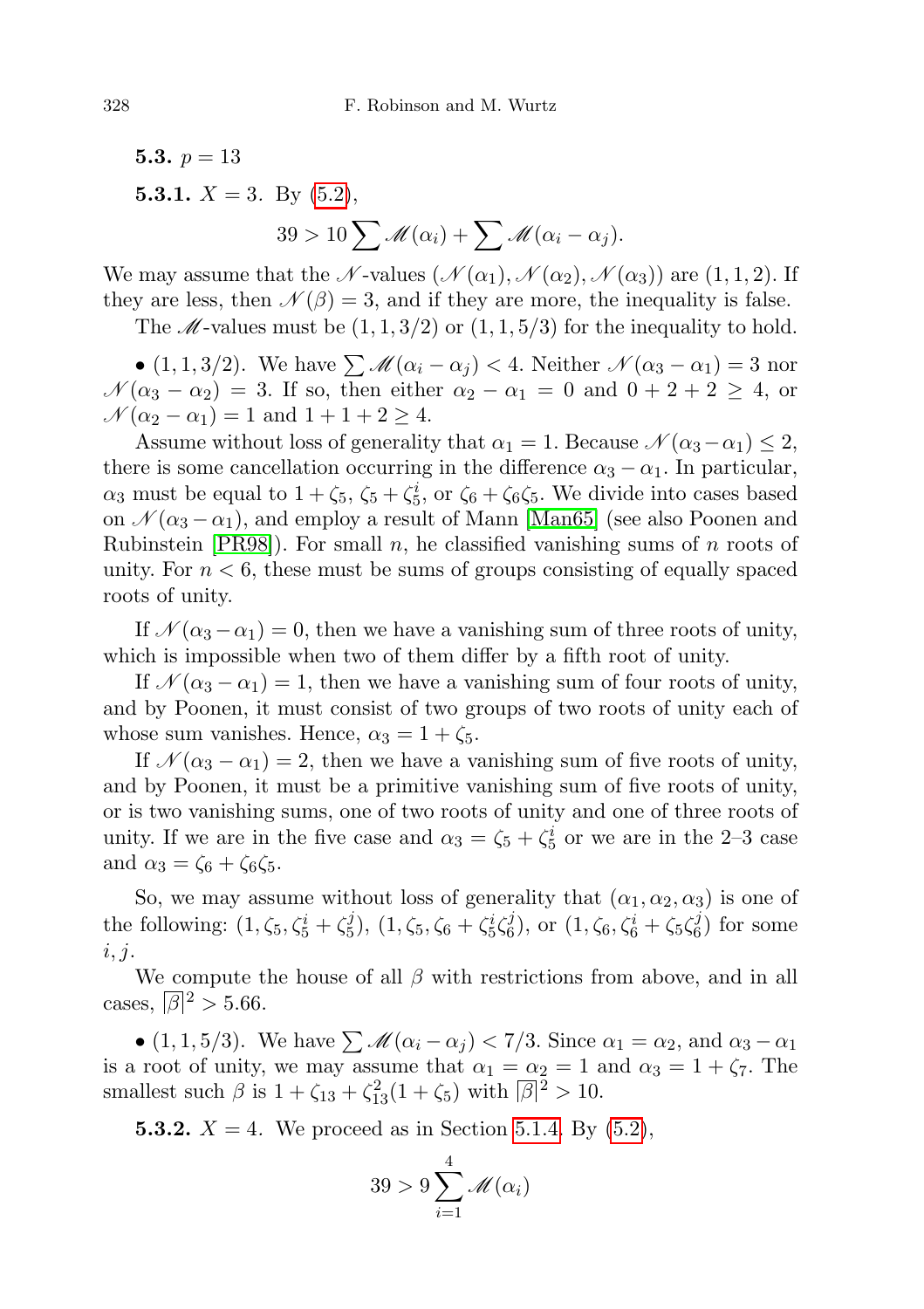**5.3.** $p = 13$

**5.3.1.** $X = 3$. By (5.2),

$$39 > 10 \sum \mathscr{M}(\alpha_i) + \sum \mathscr{M}(\alpha_i - \alpha_j).$$

We may assume that the $\mathscr{N}$-values $(\mathscr{N}(\alpha_1), \mathscr{N}(\alpha_2), \mathscr{N}(\alpha_3))$ are $(1, 1, 2)$. If they are less, then $\mathscr{N}(\beta) = 3$, and if they are more, the inequality is false.

The $\mathscr{M}$-values must be $(1, 1, 3/2)$ or $(1, 1, 5/3)$ for the inequality to hold.

• $(1, 1, 3/2)$. We have $\sum \mathscr{M}(\alpha_i - \alpha_j) < 4$. Neither $\mathscr{N}(\alpha_3 - \alpha_1) = 3$ nor $\mathscr{N}(\alpha_3 - \alpha_2) = 3$. If so, then either $\alpha_2 - \alpha_1 = 0$ and $0 + 2 + 2 \geq 4$, or $\mathscr{N}(\alpha_2 - \alpha_1) = 1$ and $1 + 1 + 2 \geq 4$.

Assume without loss of generality that $\alpha_1 = 1$. Because $\mathscr{N}(\alpha_3 - \alpha_1) \leq 2$, there is some cancellation occurring in the difference $\alpha_3 - \alpha_1$. In particular, $\alpha_3$ must be equal to $1 + \zeta_5$, $\zeta_5 + \zeta_5^i$, or $\zeta_6 + \zeta_6\zeta_5$. We divide into cases based on $\mathscr{N}(\alpha_3 - \alpha_1)$, and employ a result of Mann [Man65] (see also Poonen and Rubinstein [PR98]). For small $n$, he classified vanishing sums of $n$ roots of unity. For $n < 6$, these must be sums of groups consisting of equally spaced roots of unity.

If $\mathscr{N}(\alpha_3 - \alpha_1) = 0$, then we have a vanishing sum of three roots of unity, which is impossible when two of them differ by a fifth root of unity.

If $\mathscr{N}(\alpha_3 - \alpha_1) = 1$, then we have a vanishing sum of four roots of unity, and by Poonen, it must consist of two groups of two roots of unity each of whose sum vanishes. Hence, $\alpha_3 = 1 + \zeta_5$.

If $\mathscr{N}(\alpha_3 - \alpha_1) = 2$, then we have a vanishing sum of five roots of unity, and by Poonen, it must be a primitive vanishing sum of five roots of unity, or is two vanishing sums, one of two roots of unity and one of three roots of unity. If we are in the five case and $\alpha_3 = \zeta_5 + \zeta_5^i$ or we are in the 2–3 case and $\alpha_3 = \zeta_6 + \zeta_6\zeta_5$.

So, we may assume without loss of generality that $(\alpha_1, \alpha_2, \alpha_3)$ is one of the following: $(1, \zeta_5, \zeta_5^i + \zeta_5^j)$, $(1, \zeta_5, \zeta_6 + \zeta_5^i\zeta_6^j)$, or $(1, \zeta_6, \zeta_6^i + \zeta_5\zeta_6^j)$ for some $i, j$.

We compute the house of all $\beta$ with restrictions from above, and in all cases, $\overline{|\beta|}^2 > 5.66$.

• $(1, 1, 5/3)$. We have $\sum \mathscr{M}(\alpha_i - \alpha_j) < 7/3$. Since $\alpha_1 = \alpha_2$, and $\alpha_3 - \alpha_1$ is a root of unity, we may assume that $\alpha_1 = \alpha_2 = 1$ and $\alpha_3 = 1 + \zeta_7$. The smallest such $\beta$ is $1 + \zeta_{13} + \zeta_{13}^2(1 + \zeta_5)$ with $\overline{|\beta|}^2 > 10$.

**5.3.2.** $X = 4$. We proceed as in Section 5.1.4. By (5.2),

$$39 > 9 \sum_{i=1}^{4} \mathscr{M}(\alpha_i)$$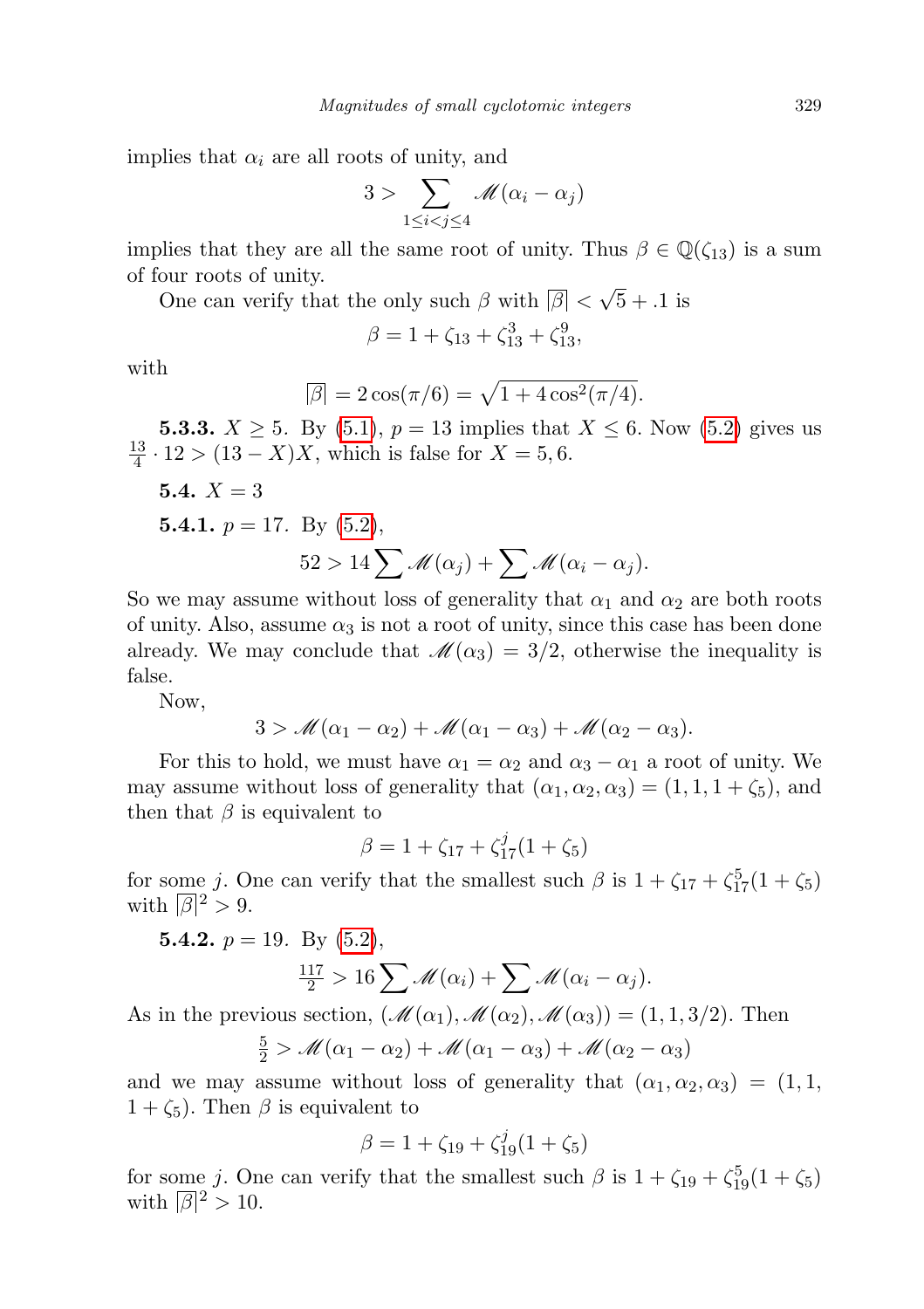implies that $\alpha_i$ are all roots of unity, and

$$3 > \sum_{1 \le i < j \le 4} \mathscr{M}(\alpha_i - \alpha_j)$$

implies that they are all the same root of unity. Thus $\beta \in \mathbb{Q}(\zeta_{13})$ is a sum of four roots of unity.

One can verify that the only such $\beta$ with $\overline{|\beta|} < \sqrt{5} + .1$ is

$$\beta = 1 + \zeta_{13} + \zeta_{13}^3 + \zeta_{13}^9,$$

with

$$\overline{|\beta|} = 2\cos(\pi/6) = \sqrt{1 + 4\cos^2(\pi/4)}.$$

**5.3.3.** $X \ge 5$. By (5.1), $p = 13$ implies that $X \le 6$. Now (5.2) gives us $\frac{13}{4} \cdot 12 > (13 - X)X$, which is false for $X = 5, 6$.

**5.4.** $X = 3$

**5.4.1.** $p = 17$. By (5.2),

$$52 > 14 \sum \mathscr{M}(\alpha_j) + \sum \mathscr{M}(\alpha_i - \alpha_j).$$

So we may assume without loss of generality that $\alpha_1$ and $\alpha_2$ are both roots of unity. Also, assume $\alpha_3$ is not a root of unity, since this case has been done already. We may conclude that $\mathscr{M}(\alpha_3) = 3/2$, otherwise the inequality is false.

Now,

$$3 > \mathscr{M}(\alpha_1 - \alpha_2) + \mathscr{M}(\alpha_1 - \alpha_3) + \mathscr{M}(\alpha_2 - \alpha_3).$$

For this to hold, we must have $\alpha_1 = \alpha_2$ and $\alpha_3 - \alpha_1$ a root of unity. We may assume without loss of generality that $(\alpha_1, \alpha_2, \alpha_3) = (1, 1, 1 + \zeta_5)$, and then that $\beta$ is equivalent to

$$\beta = 1 + \zeta_{17} + \zeta_{17}^j (1 + \zeta_5)$$

for some $j$. One can verify that the smallest such $\beta$ is $1 + \zeta_{17} + \zeta_{17}^5(1 + \zeta_5)$ with $\overline{|\beta|}^2 > 9$.

**5.4.2.** $p = 19$. By (5.2),

$$\tfrac{117}{2} > 16 \sum \mathscr{M}(\alpha_i) + \sum \mathscr{M}(\alpha_i - \alpha_j).$$

As in the previous section, $(\mathscr{M}(\alpha_1), \mathscr{M}(\alpha_2), \mathscr{M}(\alpha_3)) = (1, 1, 3/2)$. Then

$$\tfrac{5}{2} > \mathscr{M}(\alpha_1 - \alpha_2) + \mathscr{M}(\alpha_1 - \alpha_3) + \mathscr{M}(\alpha_2 - \alpha_3)$$

and we may assume without loss of generality that $(\alpha_1, \alpha_2, \alpha_3) = (1, 1, 1 + \zeta_5)$. Then $\beta$ is equivalent to

$$\beta = 1 + \zeta_{19} + \zeta_{19}^j (1 + \zeta_5)$$

for some $j$. One can verify that the smallest such $\beta$ is $1 + \zeta_{19} + \zeta_{19}^5(1 + \zeta_5)$ with $\overline{|\beta|}^2 > 10$.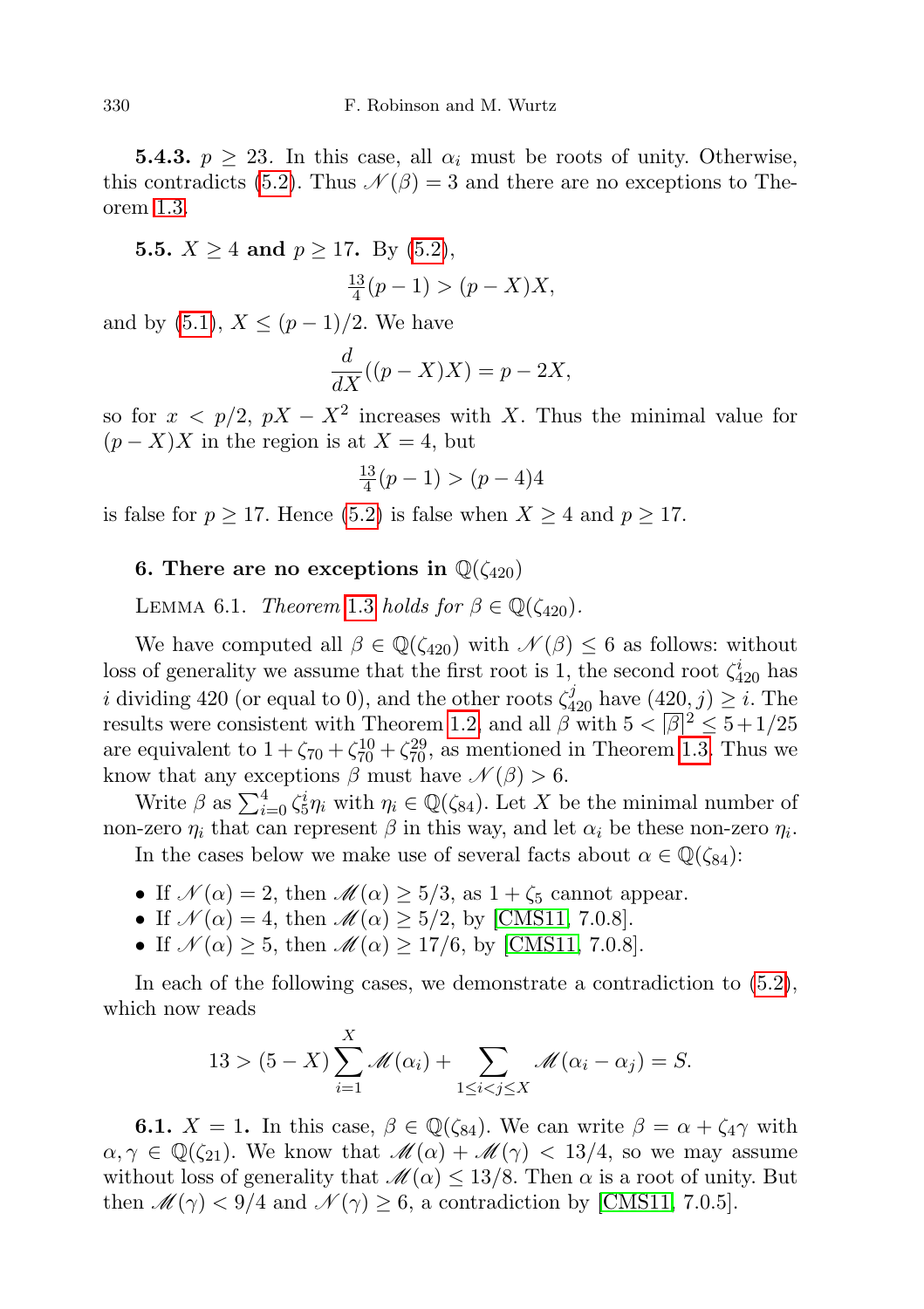**5.4.3.** $p \geq 23$. In this case, all $\alpha_i$ must be roots of unity. Otherwise, this contradicts (5.2). Thus $\mathscr{N}(\beta) = 3$ and there are no exceptions to Theorem 1.3.

**5.5.** $X \geq 4$ **and** $p \geq 17$. By (5.2),

$$\tfrac{13}{4}(p-1) > (p-X)X,$$

and by (5.1), $X \leq (p-1)/2$. We have

$$\frac{d}{dX}((p-X)X) = p - 2X,$$

so for $x < p/2$, $pX - X^2$ increases with $X$. Thus the minimal value for $(p-X)X$ in the region is at $X = 4$, but

$$\tfrac{13}{4}(p-1) > (p-4)4$$

is false for $p \geq 17$. Hence (5.2) is false when $X \geq 4$ and $p \geq 17$.

## 6. There are no exceptions in $\mathbb{Q}(\zeta_{420})$

Lemma 6.1. *Theorem 1.3 holds for $\beta \in \mathbb{Q}(\zeta_{420})$.*

We have computed all $\beta \in \mathbb{Q}(\zeta_{420})$ with $\mathscr{N}(\beta) \leq 6$ as follows: without loss of generality we assume that the first root is 1, the second root $\zeta_{420}^i$ has $i$ dividing 420 (or equal to 0), and the other roots $\zeta_{420}^j$ have $(420, j) \geq i$. The results were consistent with Theorem 1.2, and all $\beta$ with $5 < \overline{|\beta|}^2 \leq 5 + 1/25$ are equivalent to $1 + \zeta_{70} + \zeta_{70}^{10} + \zeta_{70}^{29}$, as mentioned in Theorem 1.3. Thus we know that any exceptions $\beta$ must have $\mathscr{N}(\beta) > 6$.

Write $\beta$ as $\sum_{i=0}^{4} \zeta_5^i \eta_i$ with $\eta_i \in \mathbb{Q}(\zeta_{84})$. Let $X$ be the minimal number of non-zero $\eta_i$ that can represent $\beta$ in this way, and let $\alpha_i$ be these non-zero $\eta_i$.

In the cases below we make use of several facts about $\alpha \in \mathbb{Q}(\zeta_{84})$:

- If $\mathscr{N}(\alpha) = 2$, then $\mathscr{M}(\alpha) \geq 5/3$, as $1 + \zeta_5$ cannot appear.
- If $\mathscr{N}(\alpha) = 4$, then $\mathscr{M}(\alpha) \geq 5/2$, by [CMS11, 7.0.8].
- If $\mathscr{N}(\alpha) \geq 5$, then $\mathscr{M}(\alpha) \geq 17/6$, by [CMS11, 7.0.8].

In each of the following cases, we demonstrate a contradiction to (5.2), which now reads

$$13 > (5 - X) \sum_{i=1}^{X} \mathscr{M}(\alpha_i) + \sum_{1 \leq i < j \leq X} \mathscr{M}(\alpha_i - \alpha_j) = S.$$

**6.1.** $X = 1$. In this case, $\beta \in \mathbb{Q}(\zeta_{84})$. We can write $\beta = \alpha + \zeta_4 \gamma$ with $\alpha, \gamma \in \mathbb{Q}(\zeta_{21})$. We know that $\mathscr{M}(\alpha) + \mathscr{M}(\gamma) < 13/4$, so we may assume without loss of generality that $\mathscr{M}(\alpha) \leq 13/8$. Then $\alpha$ is a root of unity. But then $\mathscr{M}(\gamma) < 9/4$ and $\mathscr{N}(\gamma) \geq 6$, a contradiction by [CMS11, 7.0.5].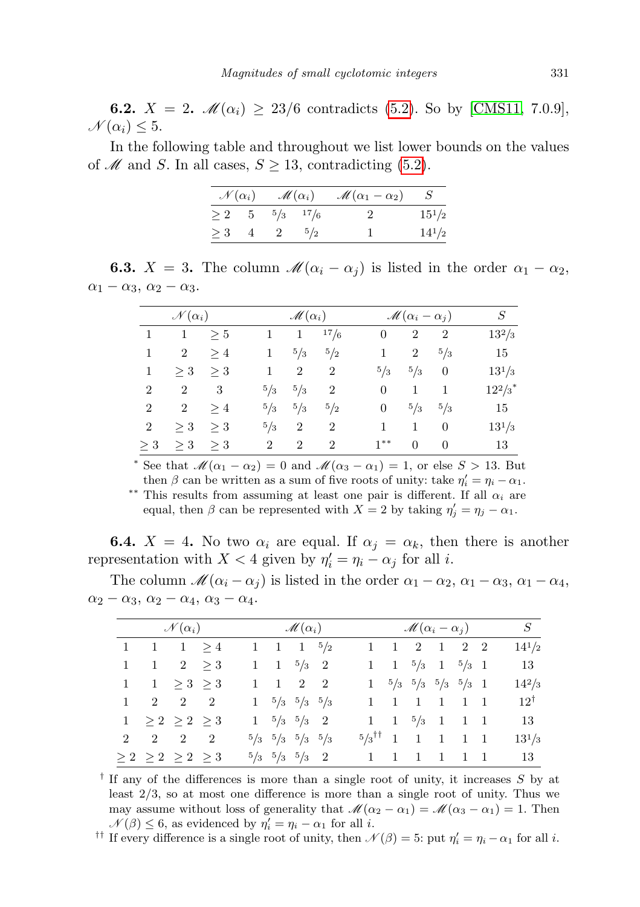**6.2.** $X = 2$. $\mathscr{M}(\alpha_i) \geq 23/6$ contradicts (5.2). So by [CMS11, 7.0.9], $\mathscr{N}(\alpha_i) \leq 5$.

In the following table and throughout we list lower bounds on the values of $\mathscr{M}$ and $S$. In all cases, $S \geq 13$, contradicting (5.2).

| $\mathscr{N}(\alpha_i)$ | | $\mathscr{M}(\alpha_i)$ | | $\mathscr{M}(\alpha_1 - \alpha_2)$ | $S$ |
|---|---|---|---|---|---|
| $\geq 2$ | 5 | $5/3$ | $17/6$ | 2 | $15\,1/2$ |
| $\geq 3$ | 4 | 2 | $5/2$ | 1 | $14\,1/2$ |

**6.3.** $X = 3$. The column $\mathscr{M}(\alpha_i - \alpha_j)$ is listed in the order $\alpha_1 - \alpha_2$, $\alpha_1 - \alpha_3$, $\alpha_2 - \alpha_3$.

| $\mathscr{N}(\alpha_i)$ | | | $\mathscr{M}(\alpha_i)$ | | | $\mathscr{M}(\alpha_i - \alpha_j)$ | | | $S$ |
|---|---|---|---|---|---|---|---|---|---|
| 1 | 1 | $\geq 5$ | 1 | 1 | $17/6$ | 0 | 2 | 2 | $13\,2/3$ |
| 1 | 2 | $\geq 4$ | 1 | $5/3$ | $5/2$ | 1 | 2 | $5/3$ | 15 |
| 1 | $\geq 3$ | $\geq 3$ | 1 | 2 | 2 | $5/3$ | $5/3$ | 0 | $13\,1/3$ |
| 2 | 2 | 3 | $5/3$ | $5/3$ | 2 | 0 | 1 | 1 | $12\,2/3$* |
| 2 | 2 | $\geq 4$ | $5/3$ | $5/3$ | $5/2$ | 0 | $5/3$ | $5/3$ | 15 |
| 2 | $\geq 3$ | $\geq 3$ | $5/3$ | 2 | 2 | 1 | 1 | 0 | $13\,1/3$ |
| $\geq 3$ | $\geq 3$ | $\geq 3$ | 2 | 2 | 2 | 1** | 0 | 0 | 13 |

\* See that $\mathscr{M}(\alpha_1 - \alpha_2) = 0$ and $\mathscr{M}(\alpha_3 - \alpha_1) = 1$, or else $S > 13$. But then $\beta$ can be written as a sum of five roots of unity: take $\eta_i' = \eta_i - \alpha_1$.

\*\* This results from assuming at least one pair is different. If all $\alpha_i$ are equal, then $\beta$ can be represented with $X = 2$ by taking $\eta_j' = \eta_j - \alpha_1$.

**6.4.** $X = 4$. No two $\alpha_i$ are equal. If $\alpha_j = \alpha_k$, then there is another representation with $X < 4$ given by $\eta_i' = \eta_i - \alpha_j$ for all $i$.

The column $\mathscr{M}(\alpha_i - \alpha_j)$ is listed in the order $\alpha_1 - \alpha_2$, $\alpha_1 - \alpha_3$, $\alpha_1 - \alpha_4$, $\alpha_2 - \alpha_3$, $\alpha_2 - \alpha_4$, $\alpha_3 - \alpha_4$.

| $\mathscr{N}(\alpha_i)$ | | | | $\mathscr{M}(\alpha_i)$ | | | | $\mathscr{M}(\alpha_i - \alpha_j)$ | | | | | | $S$ |
|---|---|---|---|---|---|---|---|---|---|---|---|---|---|---|
| 1 | 1 | 1 | $\geq 4$ | 1 | 1 | 1 | $5/2$ | 1 | 1 | 2 | 1 | 2 | 2 | $14\,1/2$ |
| 1 | 1 | 2 | $\geq 3$ | 1 | 1 | $5/3$ | 2 | 1 | 1 | $5/3$ | 1 | $5/3$ | 1 | 13 |
| 1 | 1 | $\geq 3$ | $\geq 3$ | 1 | 1 | 2 | 2 | 1 | $5/3$ | $5/3$ | $5/3$ | $5/3$ | 1 | $14\,2/3$ |
| 1 | 2 | 2 | 2 | 1 | $5/3$ | $5/3$ | $5/3$ | 1 | 1 | 1 | 1 | 1 | 1 | 12† |
| 1 | $\geq 2$ | $\geq 2$ | $\geq 3$ | 1 | $5/3$ | $5/3$ | 2 | 1 | 1 | $5/3$ | 1 | 1 | 1 | 13 |
| 2 | 2 | 2 | 2 | $5/3$ | $5/3$ | $5/3$ | $5/3$ | $5/3$†† | 1 | 1 | 1 | 1 | 1 | $13\,1/3$ |
| $\geq 2$ | $\geq 2$ | $\geq 2$ | $\geq 3$ | $5/3$ | $5/3$ | $5/3$ | 2 | 1 | 1 | 1 | 1 | 1 | 1 | 13 |

† If any of the differences is more than a single root of unity, it increases $S$ by at least $2/3$, so at most one difference is more than a single root of unity. Thus we may assume without loss of generality that $\mathscr{M}(\alpha_2 - \alpha_1) = \mathscr{M}(\alpha_3 - \alpha_1) = 1$. Then $\mathscr{N}(\beta) \leq 6$, as evidenced by $\eta_i' = \eta_i - \alpha_1$ for all $i$.

†† If every difference is a single root of unity, then $\mathscr{N}(\beta) = 5$: put $\eta_i' = \eta_i - \alpha_1$ for all $i$.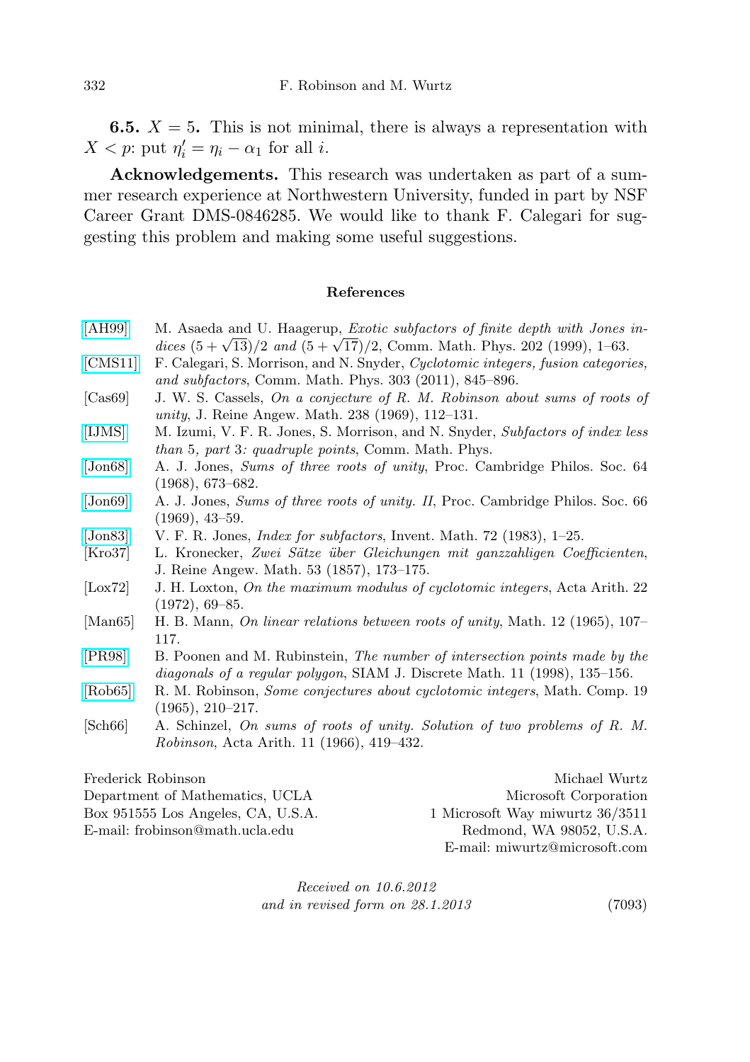**6.5.** $X = 5$**.** This is not minimal, there is always a representation with $X < p$: put $\eta_i' = \eta_i - \alpha_1$ for all $i$.

**Acknowledgements.** This research was undertaken as part of a summer research experience at Northwestern University, funded in part by NSF Career Grant DMS-0846285. We would like to thank F. Calegari for suggesting this problem and making some useful suggestions.

### References

- [AH99] M. Asaeda and U. Haagerup, *Exotic subfactors of finite depth with Jones indices* $(5+\sqrt{13})/2$ *and* $(5+\sqrt{17})/2$, Comm. Math. Phys. 202 (1999), 1–63.
- [CMS11] F. Calegari, S. Morrison, and N. Snyder, *Cyclotomic integers, fusion categories, and subfactors*, Comm. Math. Phys. 303 (2011), 845–896.
- [Cas69] J. W. S. Cassels, *On a conjecture of R. M. Robinson about sums of roots of unity*, J. Reine Angew. Math. 238 (1969), 112–131.
- [IJMS] M. Izumi, V. F. R. Jones, S. Morrison, and N. Snyder, *Subfactors of index less than* 5*, part* 3*: quadruple points*, Comm. Math. Phys.
- [Jon68] A. J. Jones, *Sums of three roots of unity*, Proc. Cambridge Philos. Soc. 64 (1968), 673–682.
- [Jon69] A. J. Jones, *Sums of three roots of unity. II*, Proc. Cambridge Philos. Soc. 66 (1969), 43–59.
- [Jon83] V. F. R. Jones, *Index for subfactors*, Invent. Math. 72 (1983), 1–25.
- [Kro37] L. Kronecker, *Zwei Sätze über Gleichungen mit ganzzahligen Coefficienten*, J. Reine Angew. Math. 53 (1857), 173–175.
- [Lox72] J. H. Loxton, *On the maximum modulus of cyclotomic integers*, Acta Arith. 22 (1972), 69–85.
- [Man65] H. B. Mann, *On linear relations between roots of unity*, Math. 12 (1965), 107–117.
- [PR98] B. Poonen and M. Rubinstein, *The number of intersection points made by the diagonals of a regular polygon*, SIAM J. Discrete Math. 11 (1998), 135–156.
- [Rob65] R. M. Robinson, *Some conjectures about cyclotomic integers*, Math. Comp. 19 (1965), 210–217.
- [Sch66] A. Schinzel, *On sums of roots of unity. Solution of two problems of R. M. Robinson*, Acta Arith. 11 (1966), 419–432.

Frederick Robinson
Department of Mathematics, UCLA
Box 951555 Los Angeles, CA, U.S.A.
E-mail: frobinson@math.ucla.edu

Michael Wurtz
Microsoft Corporation
1 Microsoft Way miwurtz 36/3511
Redmond, WA 98052, U.S.A.
E-mail: miwurtz@microsoft.com

*Received on 10.6.2012*
*and in revised form on 28.1.2013* (7093)